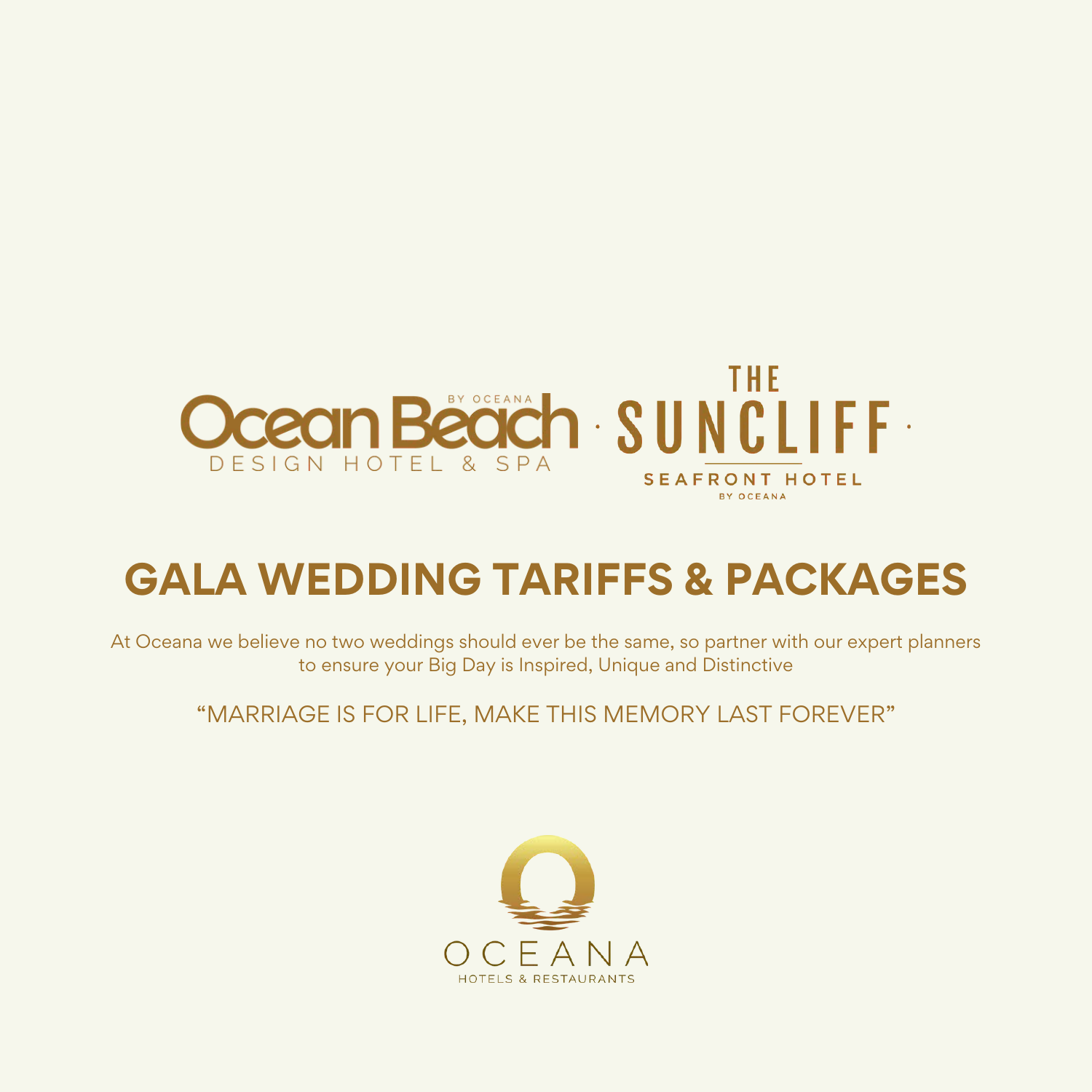Ocean Beach BY OCEANA
DESIGN HOTEL & SPA

THE SUNCLIFF
SEAFRONT HOTEL
BY OCEANA

# GALA WEDDING TARIFFS & PACKAGES

At Oceana we believe no two weddings should ever be the same, so partner with our expert planners to ensure your Big Day is Inspired, Unique and Distinctive

“MARRIAGE IS FOR LIFE, MAKE THIS MEMORY LAST FOREVER”

OCEANA
HOTELS & RESTAURANTS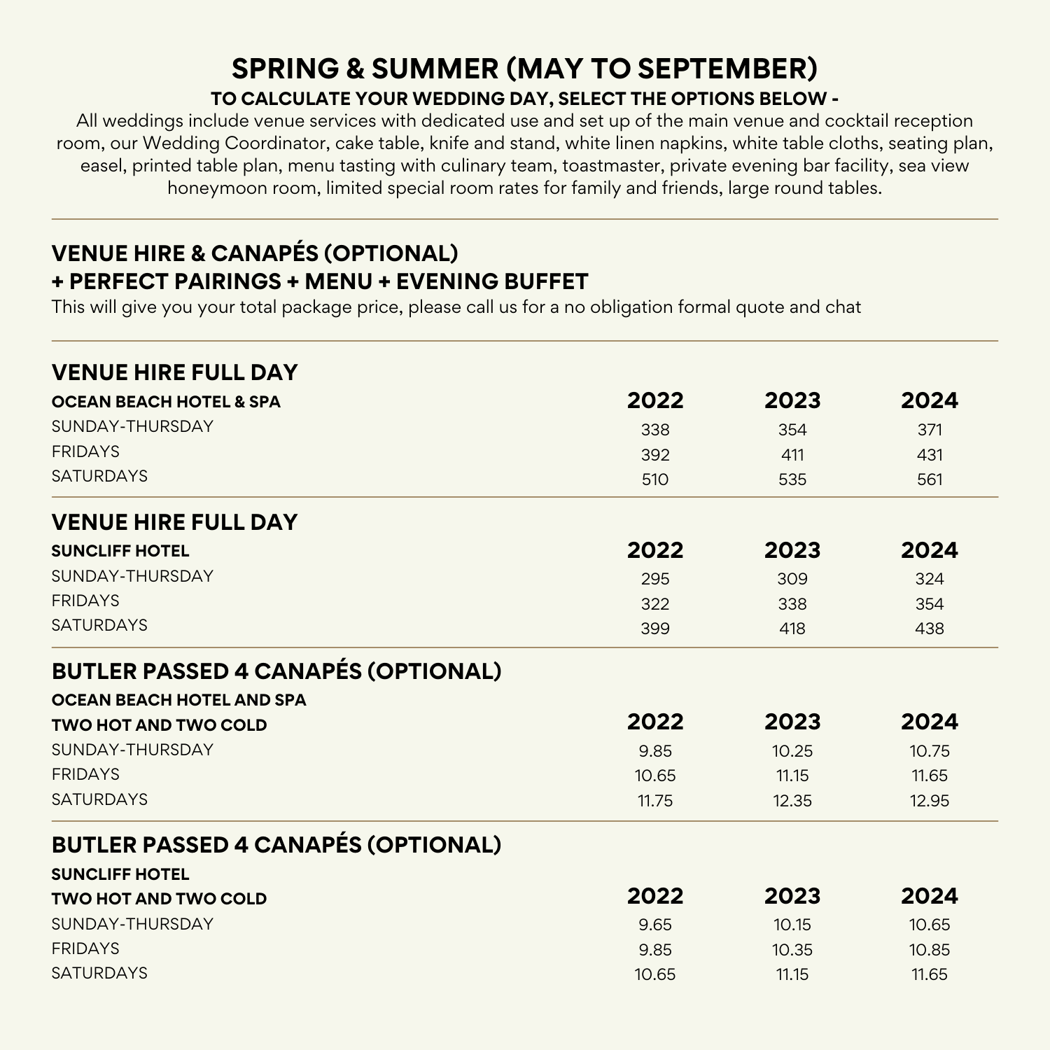# SPRING & SUMMER (MAY TO SEPTEMBER)

**TO CALCULATE YOUR WEDDING DAY, SELECT THE OPTIONS BELOW -**

All weddings include venue services with dedicated use and set up of the main venue and cocktail reception room, our Wedding Coordinator, cake table, knife and stand, white linen napkins, white table cloths, seating plan, easel, printed table plan, menu tasting with culinary team, toastmaster, private evening bar facility, sea view honeymoon room, limited special room rates for family and friends, large round tables.

---

## VENUE HIRE & CANAPÉS (OPTIONAL) + PERFECT PAIRINGS + MENU + EVENING BUFFET

This will give you your total package price, please call us for a no obligation formal quote and chat

---

## VENUE HIRE FULL DAY

| OCEAN BEACH HOTEL & SPA | 2022 | 2023 | 2024 |
|---|---|---|---|
| SUNDAY-THURSDAY | 338 | 354 | 371 |
| FRIDAYS | 392 | 411 | 431 |
| SATURDAYS | 510 | 535 | 561 |

## VENUE HIRE FULL DAY

| SUNCLIFF HOTEL | 2022 | 2023 | 2024 |
|---|---|---|---|
| SUNDAY-THURSDAY | 295 | 309 | 324 |
| FRIDAYS | 322 | 338 | 354 |
| SATURDAYS | 399 | 418 | 438 |

## BUTLER PASSED 4 CANAPÉS (OPTIONAL)

**OCEAN BEACH HOTEL AND SPA**

| TWO HOT AND TWO COLD | 2022 | 2023 | 2024 |
|---|---|---|---|
| SUNDAY-THURSDAY | 9.85 | 10.25 | 10.75 |
| FRIDAYS | 10.65 | 11.15 | 11.65 |
| SATURDAYS | 11.75 | 12.35 | 12.95 |

## BUTLER PASSED 4 CANAPÉS (OPTIONAL)

**SUNCLIFF HOTEL**

| TWO HOT AND TWO COLD | 2022 | 2023 | 2024 |
|---|---|---|---|
| SUNDAY-THURSDAY | 9.65 | 10.15 | 10.65 |
| FRIDAYS | 9.85 | 10.35 | 10.85 |
| SATURDAYS | 10.65 | 11.15 | 11.65 |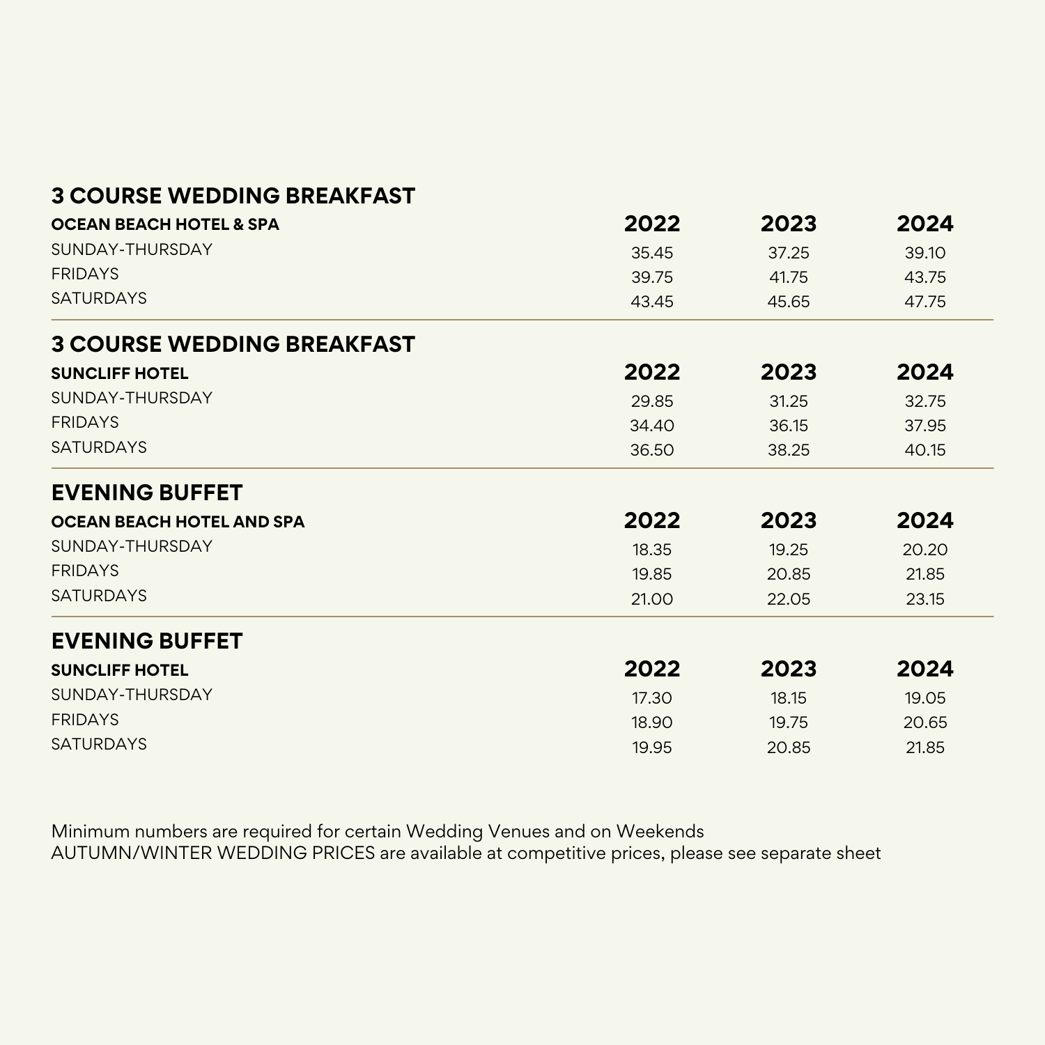## 3 COURSE WEDDING BREAKFAST

| OCEAN BEACH HOTEL & SPA | 2022 | 2023 | 2024 |
|---|---|---|---|
| SUNDAY-THURSDAY | 35.45 | 37.25 | 39.10 |
| FRIDAYS | 39.75 | 41.75 | 43.75 |
| SATURDAYS | 43.45 | 45.65 | 47.75 |

## 3 COURSE WEDDING BREAKFAST

| SUNCLIFF HOTEL | 2022 | 2023 | 2024 |
|---|---|---|---|
| SUNDAY-THURSDAY | 29.85 | 31.25 | 32.75 |
| FRIDAYS | 34.40 | 36.15 | 37.95 |
| SATURDAYS | 36.50 | 38.25 | 40.15 |

## EVENING BUFFET

| OCEAN BEACH HOTEL AND SPA | 2022 | 2023 | 2024 |
|---|---|---|---|
| SUNDAY-THURSDAY | 18.35 | 19.25 | 20.20 |
| FRIDAYS | 19.85 | 20.85 | 21.85 |
| SATURDAYS | 21.00 | 22.05 | 23.15 |

## EVENING BUFFET

| SUNCLIFF HOTEL | 2022 | 2023 | 2024 |
|---|---|---|---|
| SUNDAY-THURSDAY | 17.30 | 18.15 | 19.05 |
| FRIDAYS | 18.90 | 19.75 | 20.65 |
| SATURDAYS | 19.95 | 20.85 | 21.85 |

Minimum numbers are required for certain Wedding Venues and on Weekends
AUTUMN/WINTER WEDDING PRICES are available at competitive prices, please see separate sheet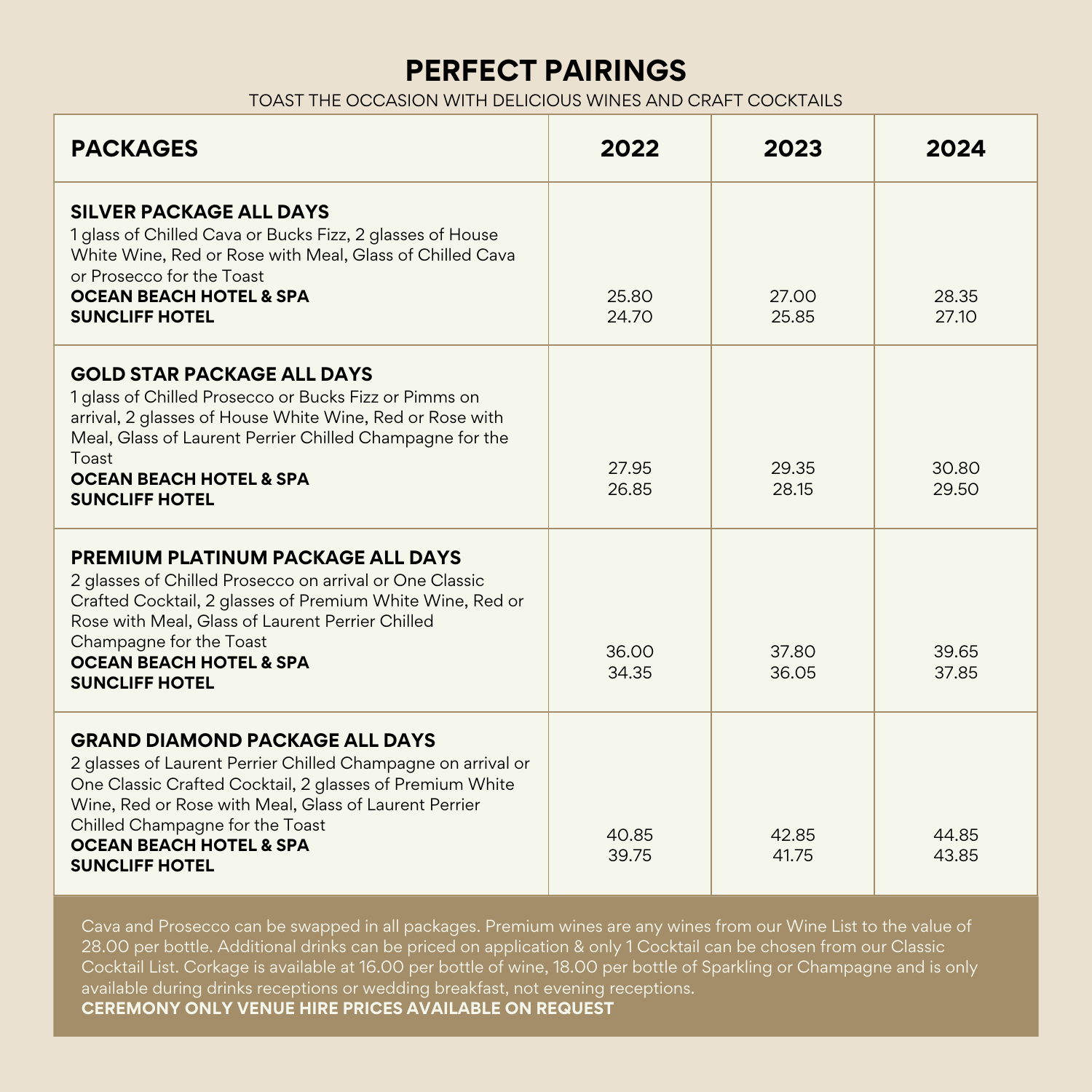# PERFECT PAIRINGS

TOAST THE OCCASION WITH DELICIOUS WINES AND CRAFT COCKTAILS

| PACKAGES | 2022 | 2023 | 2024 |
|---|---|---|---|
| **SILVER PACKAGE ALL DAYS**<br>1 glass of Chilled Cava or Bucks Fizz, 2 glasses of House White Wine, Red or Rose with Meal, Glass of Chilled Cava or Prosecco for the Toast<br>**OCEAN BEACH HOTEL & SPA**<br>**SUNCLIFF HOTEL** | 25.80<br>24.70 | 27.00<br>25.85 | 28.35<br>27.10 |
| **GOLD STAR PACKAGE ALL DAYS**<br>1 glass of Chilled Prosecco or Bucks Fizz or Pimms on arrival, 2 glasses of House White Wine, Red or Rose with Meal, Glass of Laurent Perrier Chilled Champagne for the Toast<br>**OCEAN BEACH HOTEL & SPA**<br>**SUNCLIFF HOTEL** | 27.95<br>26.85 | 29.35<br>28.15 | 30.80<br>29.50 |
| **PREMIUM PLATINUM PACKAGE ALL DAYS**<br>2 glasses of Chilled Prosecco on arrival or One Classic Crafted Cocktail, 2 glasses of Premium White Wine, Red or Rose with Meal, Glass of Laurent Perrier Chilled Champagne for the Toast<br>**OCEAN BEACH HOTEL & SPA**<br>**SUNCLIFF HOTEL** | 36.00<br>34.35 | 37.80<br>36.05 | 39.65<br>37.85 |
| **GRAND DIAMOND PACKAGE ALL DAYS**<br>2 glasses of Laurent Perrier Chilled Champagne on arrival or One Classic Crafted Cocktail, 2 glasses of Premium White Wine, Red or Rose with Meal, Glass of Laurent Perrier Chilled Champagne for the Toast<br>**OCEAN BEACH HOTEL & SPA**<br>**SUNCLIFF HOTEL** | 40.85<br>39.75 | 42.85<br>41.75 | 44.85<br>43.85 |

Cava and Prosecco can be swapped in all packages. Premium wines are any wines from our Wine List to the value of 28.00 per bottle. Additional drinks can be priced on application & only 1 Cocktail can be chosen from our Classic Cocktail List. Corkage is available at 16.00 per bottle of wine, 18.00 per bottle of Sparkling or Champagne and is only available during drinks receptions or wedding breakfast, not evening receptions.

**CEREMONY ONLY VENUE HIRE PRICES AVAILABLE ON REQUEST**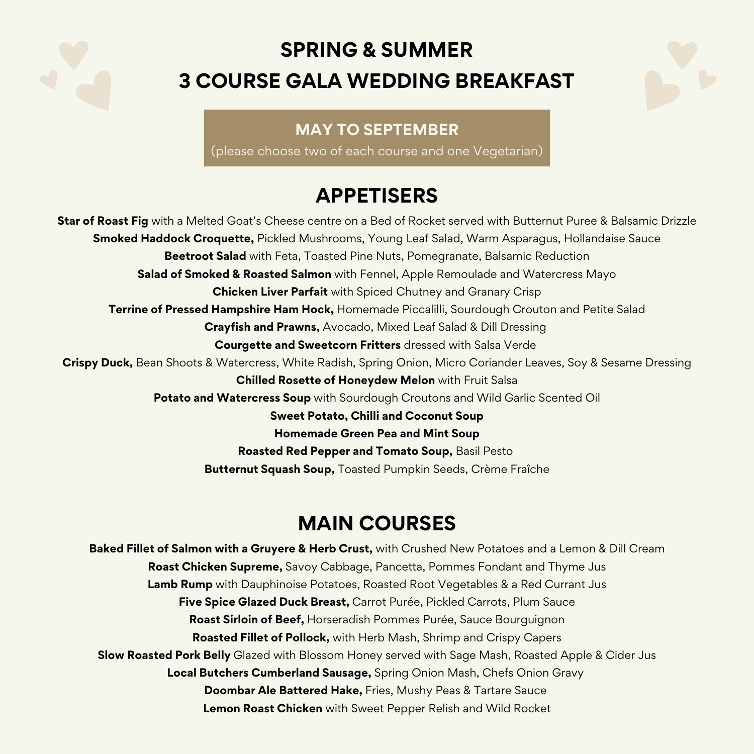# SPRING & SUMMER
# 3 COURSE GALA WEDDING BREAKFAST

**MAY TO SEPTEMBER**
(please choose two of each course and one Vegetarian)

## APPETISERS

**Star of Roast Fig** with a Melted Goat's Cheese centre on a Bed of Rocket served with Butternut Puree & Balsamic Drizzle
**Smoked Haddock Croquette,** Pickled Mushrooms, Young Leaf Salad, Warm Asparagus, Hollandaise Sauce
**Beetroot Salad** with Feta, Toasted Pine Nuts, Pomegranate, Balsamic Reduction
**Salad of Smoked & Roasted Salmon** with Fennel, Apple Remoulade and Watercress Mayo
**Chicken Liver Parfait** with Spiced Chutney and Granary Crisp
**Terrine of Pressed Hampshire Ham Hock,** Homemade Piccalilli, Sourdough Crouton and Petite Salad
**Crayfish and Prawns,** Avocado, Mixed Leaf Salad & Dill Dressing
**Courgette and Sweetcorn Fritters** dressed with Salsa Verde
**Crispy Duck,** Bean Shoots & Watercress, White Radish, Spring Onion, Micro Coriander Leaves, Soy & Sesame Dressing
**Chilled Rosette of Honeydew Melon** with Fruit Salsa
**Potato and Watercress Soup** with Sourdough Croutons and Wild Garlic Scented Oil
**Sweet Potato, Chilli and Coconut Soup**
**Homemade Green Pea and Mint Soup**
**Roasted Red Pepper and Tomato Soup,** Basil Pesto
**Butternut Squash Soup,** Toasted Pumpkin Seeds, Crème Fraîche

## MAIN COURSES

**Baked Fillet of Salmon with a Gruyere & Herb Crust,** with Crushed New Potatoes and a Lemon & Dill Cream
**Roast Chicken Supreme,** Savoy Cabbage, Pancetta, Pommes Fondant and Thyme Jus
**Lamb Rump** with Dauphinoise Potatoes, Roasted Root Vegetables & a Red Currant Jus
**Five Spice Glazed Duck Breast,** Carrot Purée, Pickled Carrots, Plum Sauce
**Roast Sirloin of Beef,** Horseradish Pommes Purée, Sauce Bourguignon
**Roasted Fillet of Pollock,** with Herb Mash, Shrimp and Crispy Capers
**Slow Roasted Pork Belly** Glazed with Blossom Honey served with Sage Mash, Roasted Apple & Cider Jus
**Local Butchers Cumberland Sausage,** Spring Onion Mash, Chefs Onion Gravy
**Doombar Ale Battered Hake,** Fries, Mushy Peas & Tartare Sauce
**Lemon Roast Chicken** with Sweet Pepper Relish and Wild Rocket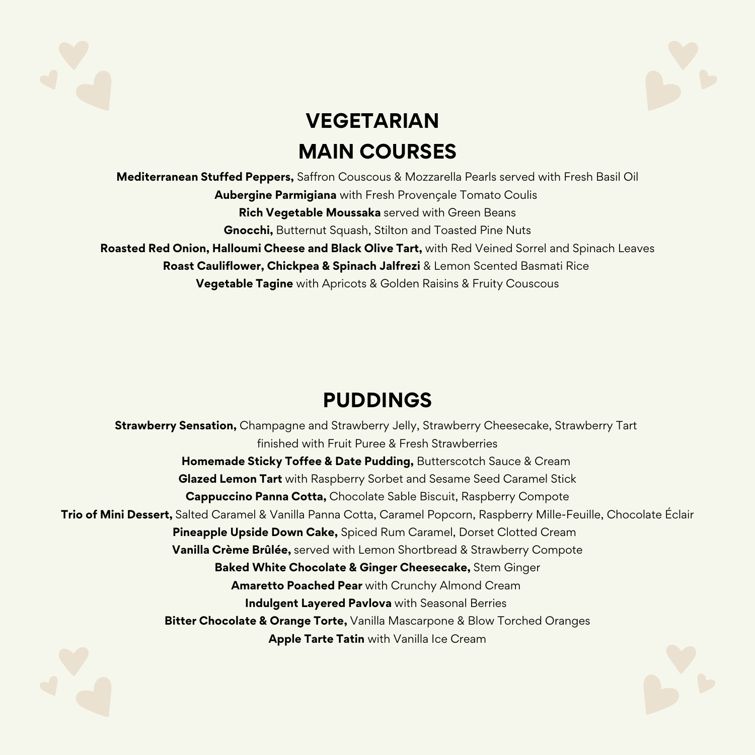# VEGETARIAN MAIN COURSES

**Mediterranean Stuffed Peppers,** Saffron Couscous & Mozzarella Pearls served with Fresh Basil Oil

**Aubergine Parmigiana** with Fresh Provençale Tomato Coulis

**Rich Vegetable Moussaka** served with Green Beans

**Gnocchi,** Butternut Squash, Stilton and Toasted Pine Nuts

**Roasted Red Onion, Halloumi Cheese and Black Olive Tart,** with Red Veined Sorrel and Spinach Leaves

**Roast Cauliflower, Chickpea & Spinach Jalfrezi** & Lemon Scented Basmati Rice

**Vegetable Tagine** with Apricots & Golden Raisins & Fruity Couscous

# PUDDINGS

**Strawberry Sensation,** Champagne and Strawberry Jelly, Strawberry Cheesecake, Strawberry Tart finished with Fruit Puree & Fresh Strawberries

**Homemade Sticky Toffee & Date Pudding,** Butterscotch Sauce & Cream

**Glazed Lemon Tart** with Raspberry Sorbet and Sesame Seed Caramel Stick

**Cappuccino Panna Cotta,** Chocolate Sable Biscuit, Raspberry Compote

**Trio of Mini Dessert,** Salted Caramel & Vanilla Panna Cotta, Caramel Popcorn, Raspberry Mille-Feuille, Chocolate Éclair

**Pineapple Upside Down Cake,** Spiced Rum Caramel, Dorset Clotted Cream

**Vanilla Crème Brûlée,** served with Lemon Shortbread & Strawberry Compote

**Baked White Chocolate & Ginger Cheesecake,** Stem Ginger

**Amaretto Poached Pear** with Crunchy Almond Cream

**Indulgent Layered Pavlova** with Seasonal Berries

**Bitter Chocolate & Orange Torte,** Vanilla Mascarpone & Blow Torched Oranges

**Apple Tarte Tatin** with Vanilla Ice Cream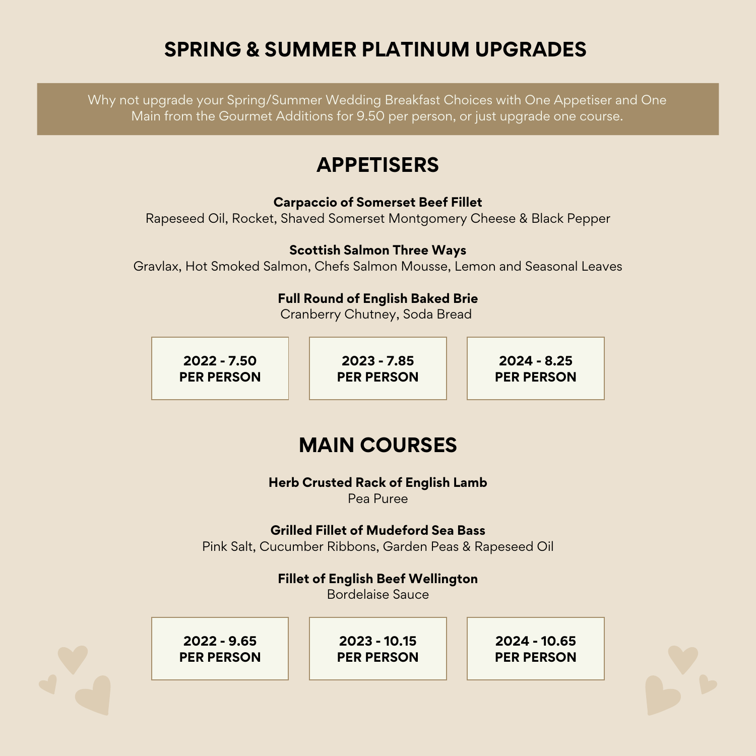# SPRING & SUMMER PLATINUM UPGRADES

Why not upgrade your Spring/Summer Wedding Breakfast Choices with One Appetiser and One Main from the Gourmet Additions for 9.50 per person, or just upgrade one course.

## APPETISERS

**Carpaccio of Somerset Beef Fillet**
Rapeseed Oil, Rocket, Shaved Somerset Montgomery Cheese & Black Pepper

**Scottish Salmon Three Ways**
Gravlax, Hot Smoked Salmon, Chefs Salmon Mousse, Lemon and Seasonal Leaves

**Full Round of English Baked Brie**
Cranberry Chutney, Soda Bread

**2022 - 7.50 PER PERSON**

**2023 - 7.85 PER PERSON**

**2024 - 8.25 PER PERSON**

## MAIN COURSES

**Herb Crusted Rack of English Lamb**
Pea Puree

**Grilled Fillet of Mudeford Sea Bass**
Pink Salt, Cucumber Ribbons, Garden Peas & Rapeseed Oil

**Fillet of English Beef Wellington**
Bordelaise Sauce

**2022 - 9.65 PER PERSON**

**2023 - 10.15 PER PERSON**

**2024 - 10.65 PER PERSON**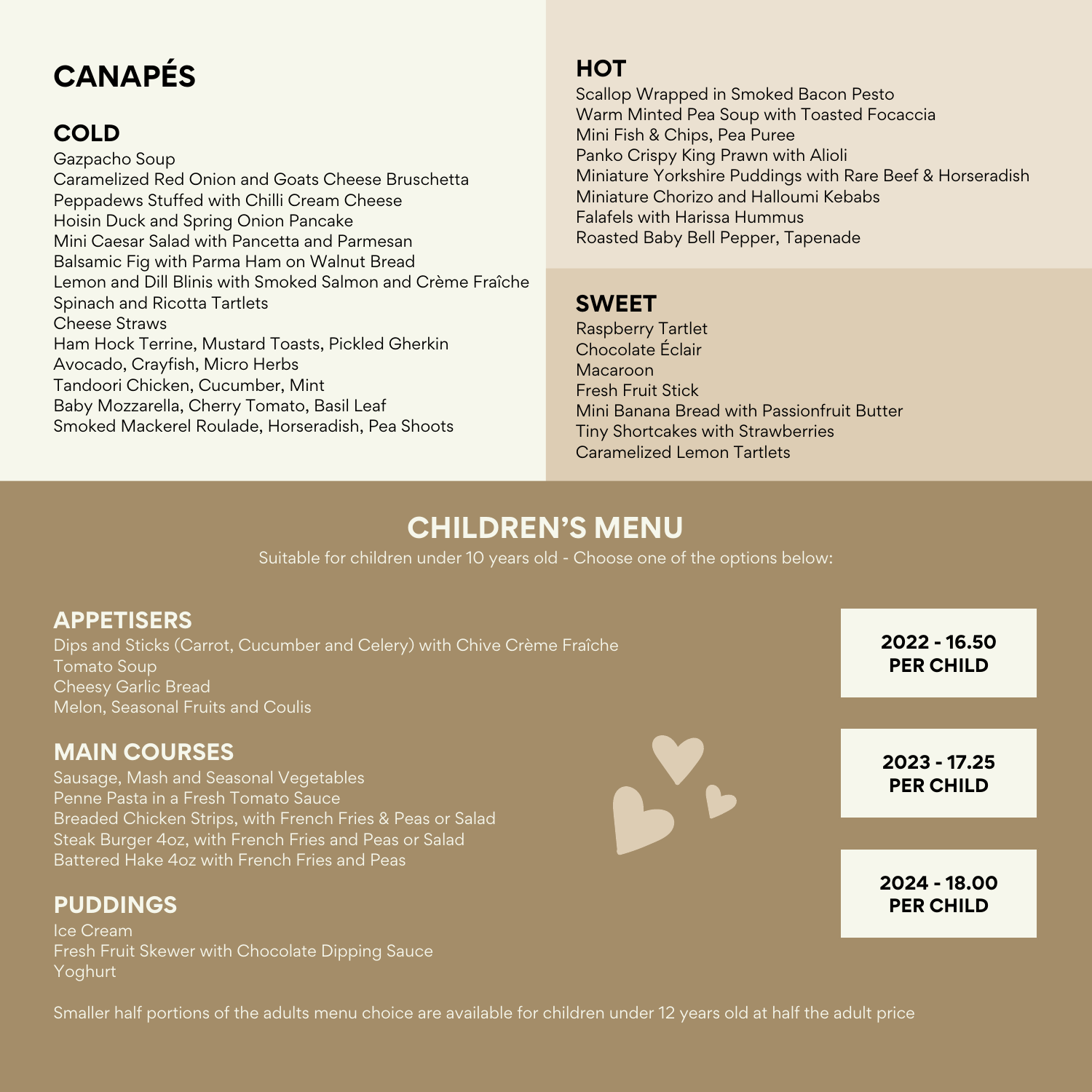# CANAPÉS

## COLD

Gazpacho Soup
Caramelized Red Onion and Goats Cheese Bruschetta
Peppadews Stuffed with Chilli Cream Cheese
Hoisin Duck and Spring Onion Pancake
Mini Caesar Salad with Pancetta and Parmesan
Balsamic Fig with Parma Ham on Walnut Bread
Lemon and Dill Blinis with Smoked Salmon and Crème Fraîche
Spinach and Ricotta Tartlets
Cheese Straws
Ham Hock Terrine, Mustard Toasts, Pickled Gherkin
Avocado, Crayfish, Micro Herbs
Tandoori Chicken, Cucumber, Mint
Baby Mozzarella, Cherry Tomato, Basil Leaf
Smoked Mackerel Roulade, Horseradish, Pea Shoots

## HOT

Scallop Wrapped in Smoked Bacon Pesto
Warm Minted Pea Soup with Toasted Focaccia
Mini Fish & Chips, Pea Puree
Panko Crispy King Prawn with Alioli
Miniature Yorkshire Puddings with Rare Beef & Horseradish
Miniature Chorizo and Halloumi Kebabs
Falafels with Harissa Hummus
Roasted Baby Bell Pepper, Tapenade

## SWEET

Raspberry Tartlet
Chocolate Éclair
Macaroon
Fresh Fruit Stick
Mini Banana Bread with Passionfruit Butter
Tiny Shortcakes with Strawberries
Caramelized Lemon Tartlets

# CHILDREN'S MENU

Suitable for children under 10 years old - Choose one of the options below:

## APPETISERS

Dips and Sticks (Carrot, Cucumber and Celery) with Chive Crème Fraîche
Tomato Soup
Cheesy Garlic Bread
Melon, Seasonal Fruits and Coulis

## MAIN COURSES

Sausage, Mash and Seasonal Vegetables
Penne Pasta in a Fresh Tomato Sauce
Breaded Chicken Strips, with French Fries & Peas or Salad
Steak Burger 4oz, with French Fries and Peas or Salad
Battered Hake 4oz with French Fries and Peas

## PUDDINGS

Ice Cream
Fresh Fruit Skewer with Chocolate Dipping Sauce
Yoghurt

**2022 - 16.50 PER CHILD**

**2023 - 17.25 PER CHILD**

**2024 - 18.00 PER CHILD**

Smaller half portions of the adults menu choice are available for children under 12 years old at half the adult price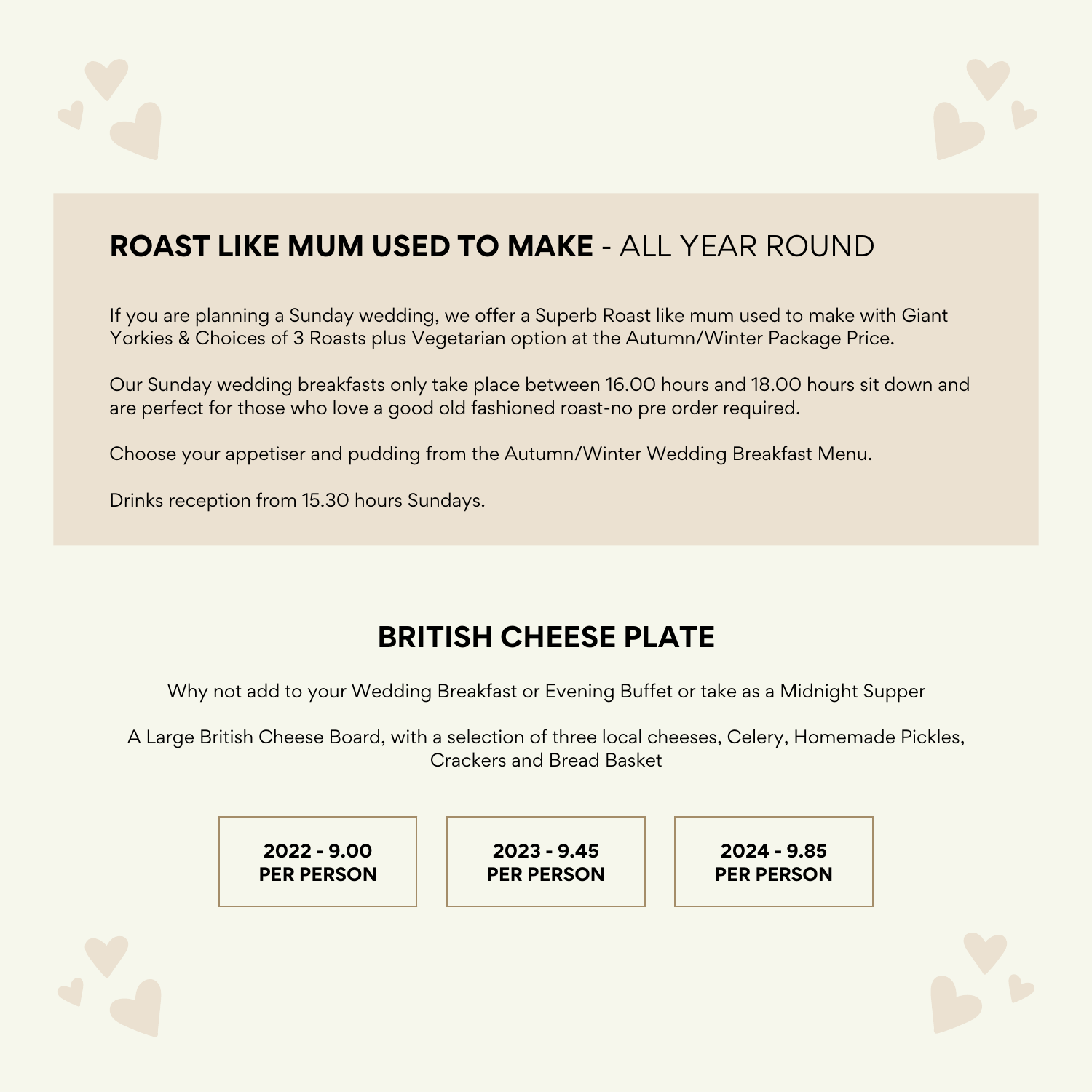## **ROAST LIKE MUM USED TO MAKE** - ALL YEAR ROUND

If you are planning a Sunday wedding, we offer a Superb Roast like mum used to make with Giant Yorkies & Choices of 3 Roasts plus Vegetarian option at the Autumn/Winter Package Price.

Our Sunday wedding breakfasts only take place between 16.00 hours and 18.00 hours sit down and are perfect for those who love a good old fashioned roast-no pre order required.

Choose your appetiser and pudding from the Autumn/Winter Wedding Breakfast Menu.

Drinks reception from 15.30 hours Sundays.

## BRITISH CHEESE PLATE

Why not add to your Wedding Breakfast or Evening Buffet or take as a Midnight Supper

A Large British Cheese Board, with a selection of three local cheeses, Celery, Homemade Pickles, Crackers and Bread Basket

**2022 - 9.00 PER PERSON**

**2023 - 9.45 PER PERSON**

**2024 - 9.85 PER PERSON**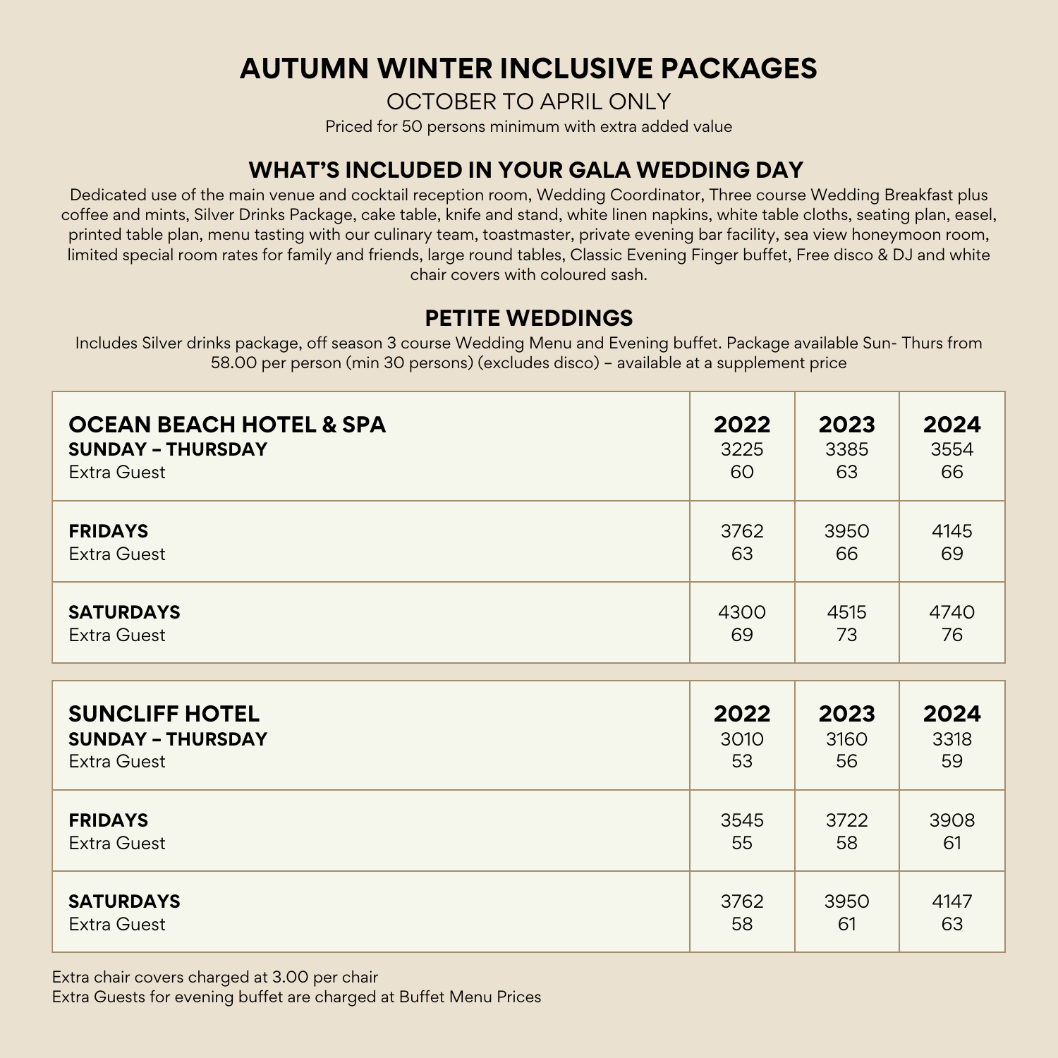# AUTUMN WINTER INCLUSIVE PACKAGES

OCTOBER TO APRIL ONLY

Priced for 50 persons minimum with extra added value

## WHAT'S INCLUDED IN YOUR GALA WEDDING DAY

Dedicated use of the main venue and cocktail reception room, Wedding Coordinator, Three course Wedding Breakfast plus coffee and mints, Silver Drinks Package, cake table, knife and stand, white linen napkins, white table cloths, seating plan, easel, printed table plan, menu tasting with our culinary team, toastmaster, private evening bar facility, sea view honeymoon room, limited special room rates for family and friends, large round tables, Classic Evening Finger buffet, Free disco & DJ and white chair covers with coloured sash.

## PETITE WEDDINGS

Includes Silver drinks package, off season 3 course Wedding Menu and Evening buffet. Package available Sun- Thurs from 58.00 per person (min 30 persons) (excludes disco) – available at a supplement price

| OCEAN BEACH HOTEL & SPA | 2022 | 2023 | 2024 |
|---|---|---|---|
| **SUNDAY – THURSDAY** | 3225 | 3385 | 3554 |
| Extra Guest | 60 | 63 | 66 |
| **FRIDAYS** | 3762 | 3950 | 4145 |
| Extra Guest | 63 | 66 | 69 |
| **SATURDAYS** | 4300 | 4515 | 4740 |
| Extra Guest | 69 | 73 | 76 |

| SUNCLIFF HOTEL | 2022 | 2023 | 2024 |
|---|---|---|---|
| **SUNDAY – THURSDAY** | 3010 | 3160 | 3318 |
| Extra Guest | 53 | 56 | 59 |
| **FRIDAYS** | 3545 | 3722 | 3908 |
| Extra Guest | 55 | 58 | 61 |
| **SATURDAYS** | 3762 | 3950 | 4147 |
| Extra Guest | 58 | 61 | 63 |

Extra chair covers charged at 3.00 per chair

Extra Guests for evening buffet are charged at Buffet Menu Prices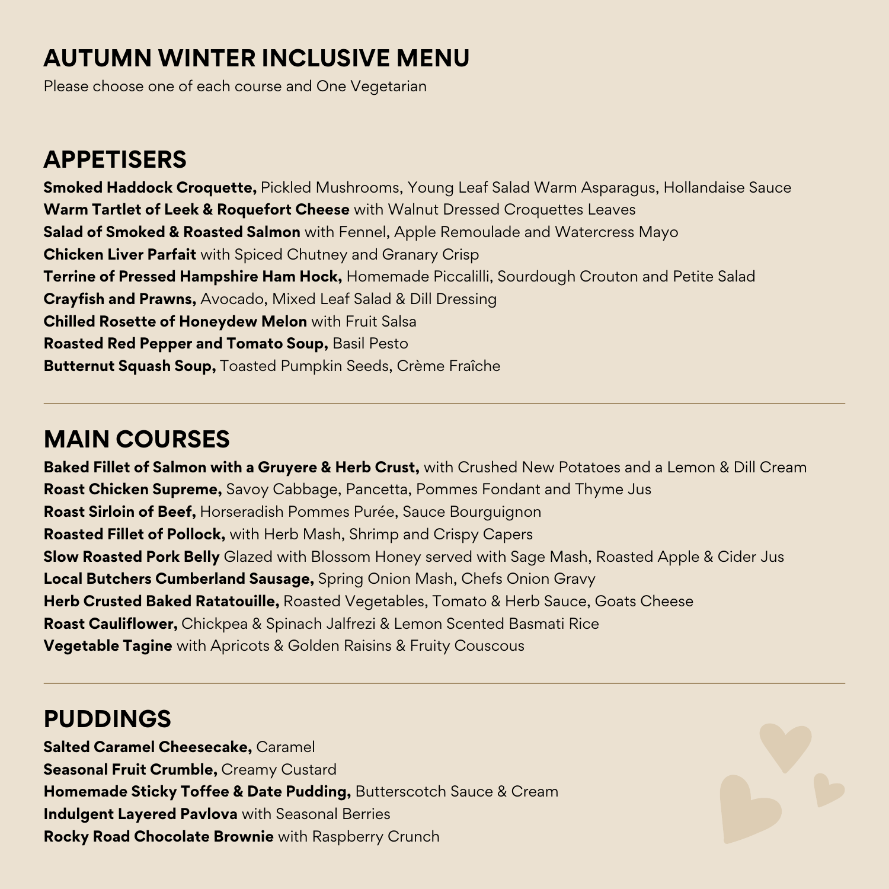# AUTUMN WINTER INCLUSIVE MENU

Please choose one of each course and One Vegetarian

## APPETISERS

**Smoked Haddock Croquette,** Pickled Mushrooms, Young Leaf Salad Warm Asparagus, Hollandaise Sauce
**Warm Tartlet of Leek & Roquefort Cheese** with Walnut Dressed Croquettes Leaves
**Salad of Smoked & Roasted Salmon** with Fennel, Apple Remoulade and Watercress Mayo
**Chicken Liver Parfait** with Spiced Chutney and Granary Crisp
**Terrine of Pressed Hampshire Ham Hock,** Homemade Piccalilli, Sourdough Crouton and Petite Salad
**Crayfish and Prawns,** Avocado, Mixed Leaf Salad & Dill Dressing
**Chilled Rosette of Honeydew Melon** with Fruit Salsa
**Roasted Red Pepper and Tomato Soup,** Basil Pesto
**Butternut Squash Soup,** Toasted Pumpkin Seeds, Crème Fraîche

---

## MAIN COURSES

**Baked Fillet of Salmon with a Gruyere & Herb Crust,** with Crushed New Potatoes and a Lemon & Dill Cream
**Roast Chicken Supreme,** Savoy Cabbage, Pancetta, Pommes Fondant and Thyme Jus
**Roast Sirloin of Beef,** Horseradish Pommes Purée, Sauce Bourguignon
**Roasted Fillet of Pollock,** with Herb Mash, Shrimp and Crispy Capers
**Slow Roasted Pork Belly** Glazed with Blossom Honey served with Sage Mash, Roasted Apple & Cider Jus
**Local Butchers Cumberland Sausage,** Spring Onion Mash, Chefs Onion Gravy
**Herb Crusted Baked Ratatouille,** Roasted Vegetables, Tomato & Herb Sauce, Goats Cheese
**Roast Cauliflower,** Chickpea & Spinach Jalfrezi & Lemon Scented Basmati Rice
**Vegetable Tagine** with Apricots & Golden Raisins & Fruity Couscous

---

## PUDDINGS

**Salted Caramel Cheesecake,** Caramel
**Seasonal Fruit Crumble,** Creamy Custard
**Homemade Sticky Toffee & Date Pudding,** Butterscotch Sauce & Cream
**Indulgent Layered Pavlova** with Seasonal Berries
**Rocky Road Chocolate Brownie** with Raspberry Crunch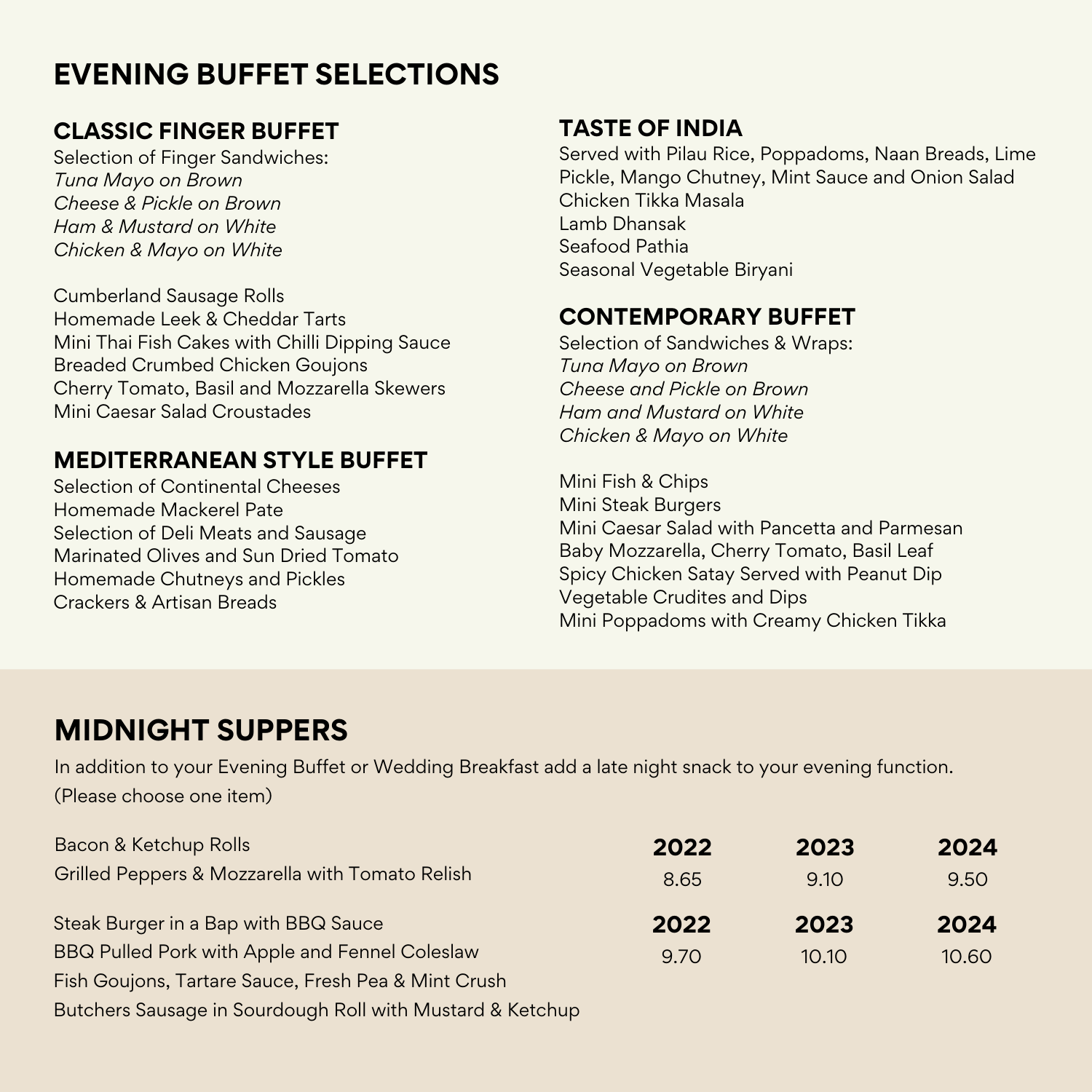# EVENING BUFFET SELECTIONS

## CLASSIC FINGER BUFFET

Selection of Finger Sandwiches:
*Tuna Mayo on Brown*
*Cheese & Pickle on Brown*
*Ham & Mustard on White*
*Chicken & Mayo on White*

Cumberland Sausage Rolls
Homemade Leek & Cheddar Tarts
Mini Thai Fish Cakes with Chilli Dipping Sauce
Breaded Crumbed Chicken Goujons
Cherry Tomato, Basil and Mozzarella Skewers
Mini Caesar Salad Croustades

## MEDITERRANEAN STYLE BUFFET

Selection of Continental Cheeses
Homemade Mackerel Pate
Selection of Deli Meats and Sausage
Marinated Olives and Sun Dried Tomato
Homemade Chutneys and Pickles
Crackers & Artisan Breads

## TASTE OF INDIA

Served with Pilau Rice, Poppadoms, Naan Breads, Lime Pickle, Mango Chutney, Mint Sauce and Onion Salad
Chicken Tikka Masala
Lamb Dhansak
Seafood Pathia
Seasonal Vegetable Biryani

## CONTEMPORARY BUFFET

Selection of Sandwiches & Wraps:
*Tuna Mayo on Brown*
*Cheese and Pickle on Brown*
*Ham and Mustard on White*
*Chicken & Mayo on White*

Mini Fish & Chips
Mini Steak Burgers
Mini Caesar Salad with Pancetta and Parmesan
Baby Mozzarella, Cherry Tomato, Basil Leaf
Spicy Chicken Satay Served with Peanut Dip
Vegetable Crudites and Dips
Mini Poppadoms with Creamy Chicken Tikka

# MIDNIGHT SUPPERS

In addition to your Evening Buffet or Wedding Breakfast add a late night snack to your evening function.
(Please choose one item)

| Item | 2022 | 2023 | 2024 |
|---|---|---|---|
| Bacon & Ketchup Rolls<br>Grilled Peppers & Mozzarella with Tomato Relish | 8.65 | 9.10 | 9.50 |
| Steak Burger in a Bap with BBQ Sauce<br>BBQ Pulled Pork with Apple and Fennel Coleslaw<br>Fish Goujons, Tartare Sauce, Fresh Pea & Mint Crush<br>Butchers Sausage in Sourdough Roll with Mustard & Ketchup | 9.70 | 10.10 | 10.60 |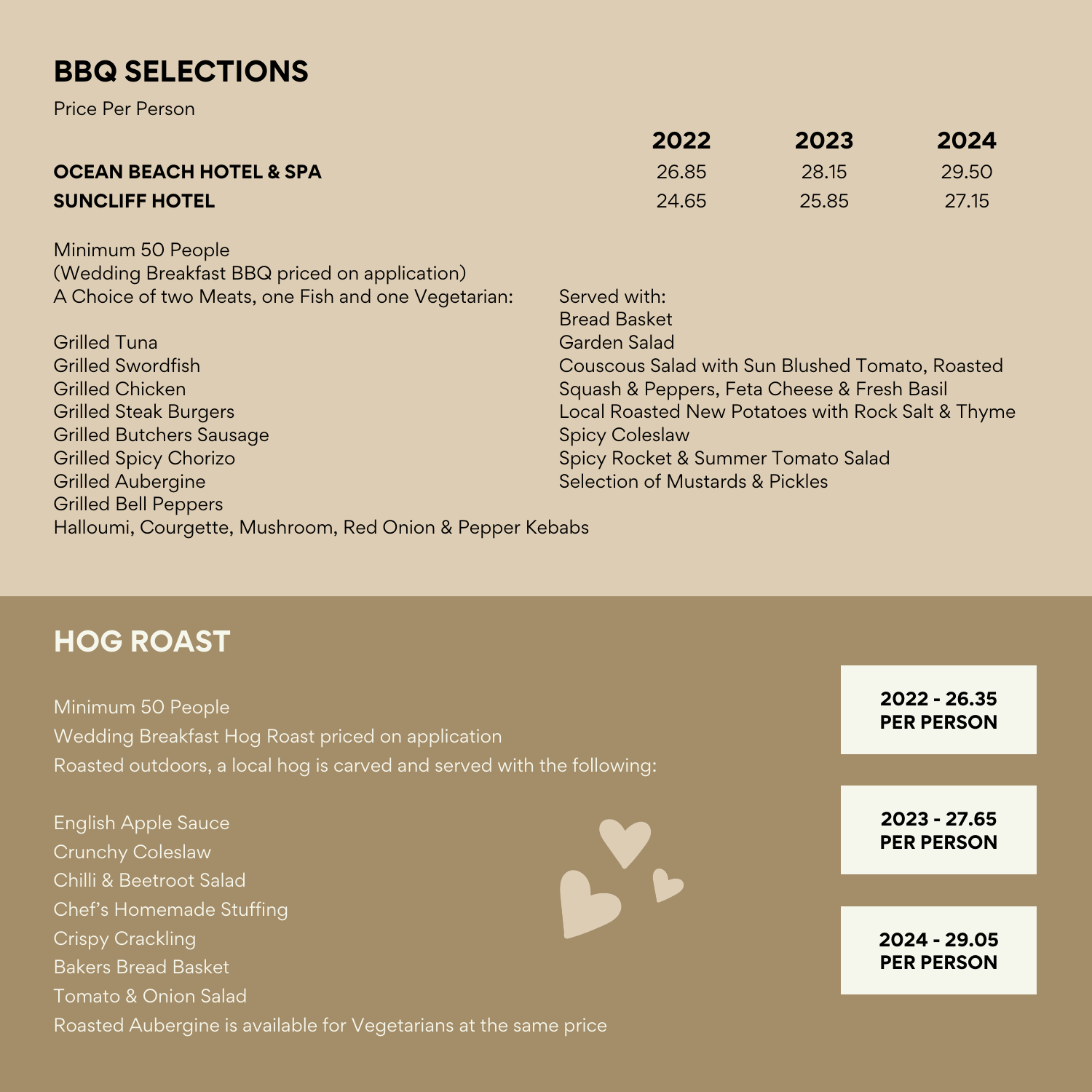## BBQ SELECTIONS

Price Per Person

| | 2022 | 2023 | 2024 |
|---|---|---|---|
| **OCEAN BEACH HOTEL & SPA** | 26.85 | 28.15 | 29.50 |
| **SUNCLIFF HOTEL** | 24.65 | 25.85 | 27.15 |

Minimum 50 People
(Wedding Breakfast BBQ priced on application)
A Choice of two Meats, one Fish and one Vegetarian:

Grilled Tuna
Grilled Swordfish
Grilled Chicken
Grilled Steak Burgers
Grilled Butchers Sausage
Grilled Spicy Chorizo
Grilled Aubergine
Grilled Bell Peppers
Halloumi, Courgette, Mushroom, Red Onion & Pepper Kebabs

Served with:
Bread Basket
Garden Salad
Couscous Salad with Sun Blushed Tomato, Roasted Squash & Peppers, Feta Cheese & Fresh Basil
Local Roasted New Potatoes with Rock Salt & Thyme
Spicy Coleslaw
Spicy Rocket & Summer Tomato Salad
Selection of Mustards & Pickles

## HOG ROAST

Minimum 50 People
Wedding Breakfast Hog Roast priced on application
Roasted outdoors, a local hog is carved and served with the following:

English Apple Sauce
Crunchy Coleslaw
Chilli & Beetroot Salad
Chef's Homemade Stuffing
Crispy Crackling
Bakers Bread Basket
Tomato & Onion Salad
Roasted Aubergine is available for Vegetarians at the same price

**2022 - 26.35 PER PERSON**

**2023 - 27.65 PER PERSON**

**2024 - 29.05 PER PERSON**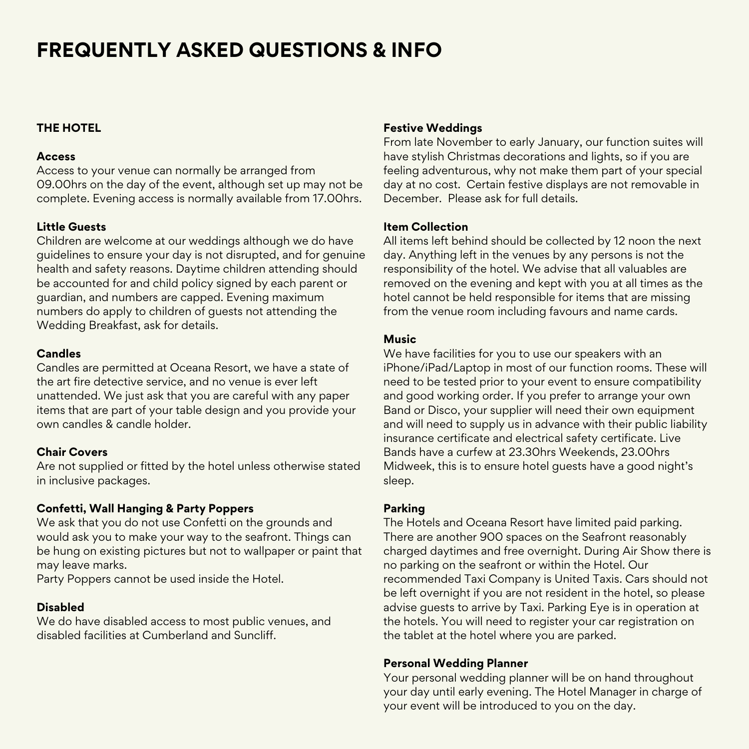# FREQUENTLY ASKED QUESTIONS & INFO

## THE HOTEL

**Access**
Access to your venue can normally be arranged from 09.00hrs on the day of the event, although set up may not be complete. Evening access is normally available from 17.00hrs.

**Little Guests**
Children are welcome at our weddings although we do have guidelines to ensure your day is not disrupted, and for genuine health and safety reasons. Daytime children attending should be accounted for and child policy signed by each parent or guardian, and numbers are capped. Evening maximum numbers do apply to children of guests not attending the Wedding Breakfast, ask for details.

**Candles**
Candles are permitted at Oceana Resort, we have a state of the art fire detective service, and no venue is ever left unattended. We just ask that you are careful with any paper items that are part of your table design and you provide your own candles & candle holder.

**Chair Covers**
Are not supplied or fitted by the hotel unless otherwise stated in inclusive packages.

**Confetti, Wall Hanging & Party Poppers**
We ask that you do not use Confetti on the grounds and would ask you to make your way to the seafront. Things can be hung on existing pictures but not to wallpaper or paint that may leave marks.
Party Poppers cannot be used inside the Hotel.

**Disabled**
We do have disabled access to most public venues, and disabled facilities at Cumberland and Suncliff.

**Festive Weddings**
From late November to early January, our function suites will have stylish Christmas decorations and lights, so if you are feeling adventurous, why not make them part of your special day at no cost. Certain festive displays are not removable in December. Please ask for full details.

**Item Collection**
All items left behind should be collected by 12 noon the next day. Anything left in the venues by any persons is not the responsibility of the hotel. We advise that all valuables are removed on the evening and kept with you at all times as the hotel cannot be held responsible for items that are missing from the venue room including favours and name cards.

**Music**
We have facilities for you to use our speakers with an iPhone/iPad/Laptop in most of our function rooms. These will need to be tested prior to your event to ensure compatibility and good working order. If you prefer to arrange your own Band or Disco, your supplier will need their own equipment and will need to supply us in advance with their public liability insurance certificate and electrical safety certificate. Live Bands have a curfew at 23.30hrs Weekends, 23.00hrs Midweek, this is to ensure hotel guests have a good night's sleep.

**Parking**
The Hotels and Oceana Resort have limited paid parking. There are another 900 spaces on the Seafront reasonably charged daytimes and free overnight. During Air Show there is no parking on the seafront or within the Hotel. Our recommended Taxi Company is United Taxis. Cars should not be left overnight if you are not resident in the hotel, so please advise guests to arrive by Taxi. Parking Eye is in operation at the hotels. You will need to register your car registration on the tablet at the hotel where you are parked.

**Personal Wedding Planner**
Your personal wedding planner will be on hand throughout your day until early evening. The Hotel Manager in charge of your event will be introduced to you on the day.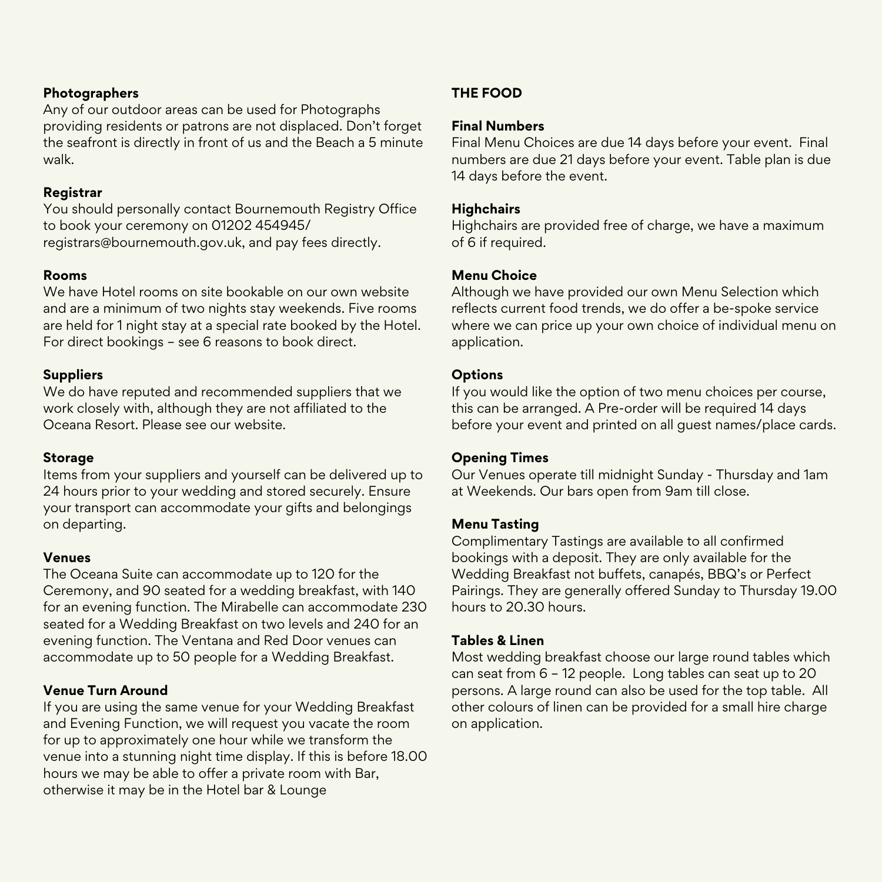**Photographers**
Any of our outdoor areas can be used for Photographs providing residents or patrons are not displaced. Don't forget the seafront is directly in front of us and the Beach a 5 minute walk.

**Registrar**
You should personally contact Bournemouth Registry Office to book your ceremony on 01202 454945/ registrars@bournemouth.gov.uk, and pay fees directly.

**Rooms**
We have Hotel rooms on site bookable on our own website and are a minimum of two nights stay weekends. Five rooms are held for 1 night stay at a special rate booked by the Hotel. For direct bookings – see 6 reasons to book direct.

**Suppliers**
We do have reputed and recommended suppliers that we work closely with, although they are not affiliated to the Oceana Resort. Please see our website.

**Storage**
Items from your suppliers and yourself can be delivered up to 24 hours prior to your wedding and stored securely. Ensure your transport can accommodate your gifts and belongings on departing.

**Venues**
The Oceana Suite can accommodate up to 120 for the Ceremony, and 90 seated for a wedding breakfast, with 140 for an evening function. The Mirabelle can accommodate 230 seated for a Wedding Breakfast on two levels and 240 for an evening function. The Ventana and Red Door venues can accommodate up to 50 people for a Wedding Breakfast.

**Venue Turn Around**
If you are using the same venue for your Wedding Breakfast and Evening Function, we will request you vacate the room for up to approximately one hour while we transform the venue into a stunning night time display. If this is before 18.00 hours we may be able to offer a private room with Bar, otherwise it may be in the Hotel bar & Lounge

## THE FOOD

**Final Numbers**
Final Menu Choices are due 14 days before your event. Final numbers are due 21 days before your event. Table plan is due 14 days before the event.

**Highchairs**
Highchairs are provided free of charge, we have a maximum of 6 if required.

**Menu Choice**
Although we have provided our own Menu Selection which reflects current food trends, we do offer a be-spoke service where we can price up your own choice of individual menu on application.

**Options**
If you would like the option of two menu choices per course, this can be arranged. A Pre-order will be required 14 days before your event and printed on all guest names/place cards.

**Opening Times**
Our Venues operate till midnight Sunday - Thursday and 1am at Weekends. Our bars open from 9am till close.

**Menu Tasting**
Complimentary Tastings are available to all confirmed bookings with a deposit. They are only available for the Wedding Breakfast not buffets, canapés, BBQ's or Perfect Pairings. They are generally offered Sunday to Thursday 19.00 hours to 20.30 hours.

**Tables & Linen**
Most wedding breakfast choose our large round tables which can seat from 6 – 12 people. Long tables can seat up to 20 persons. A large round can also be used for the top table. All other colours of linen can be provided for a small hire charge on application.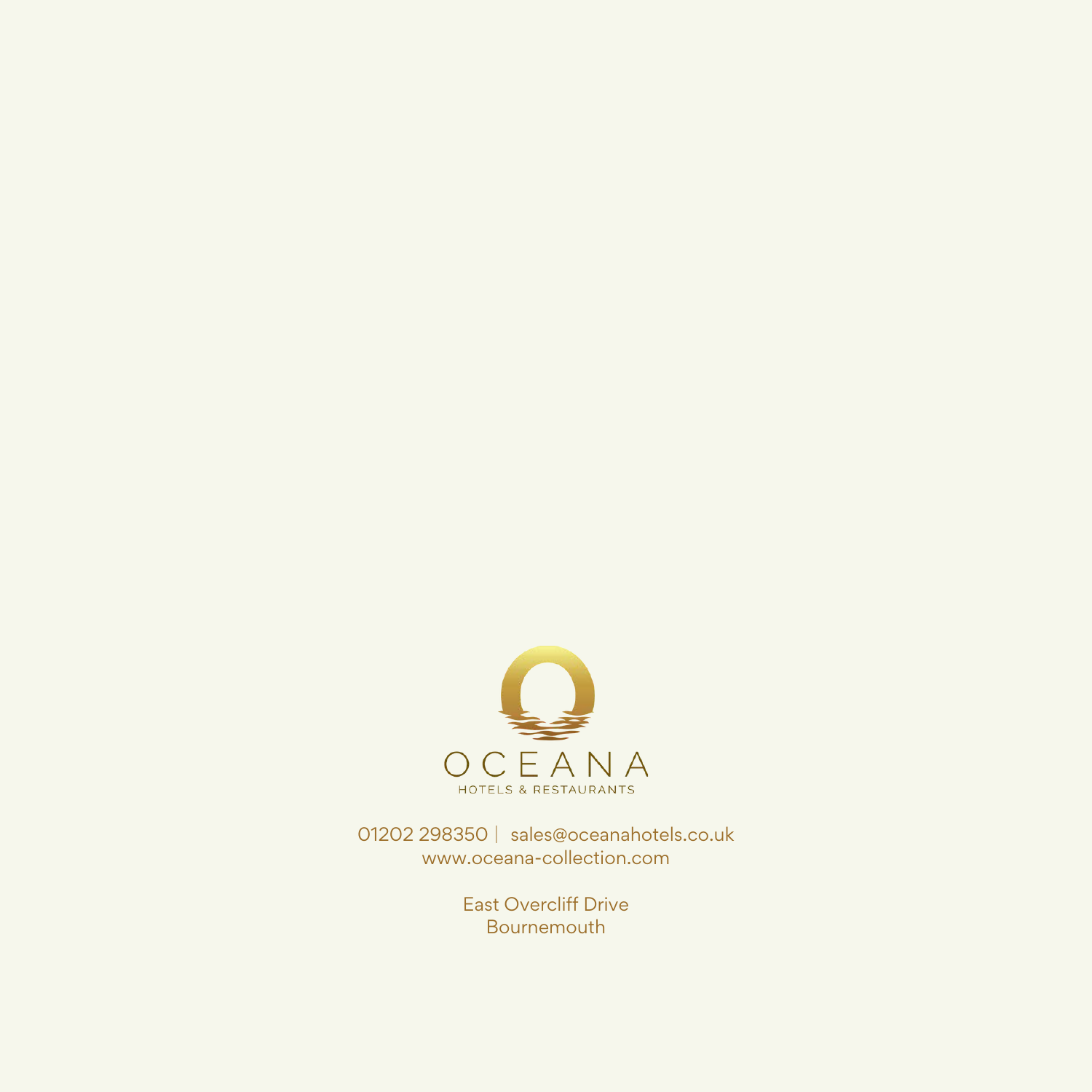OCEANA

HOTELS & RESTAURANTS

01202 298350 | sales@oceanahotels.co.uk
www.oceana-collection.com

East Overcliff Drive
Bournemouth